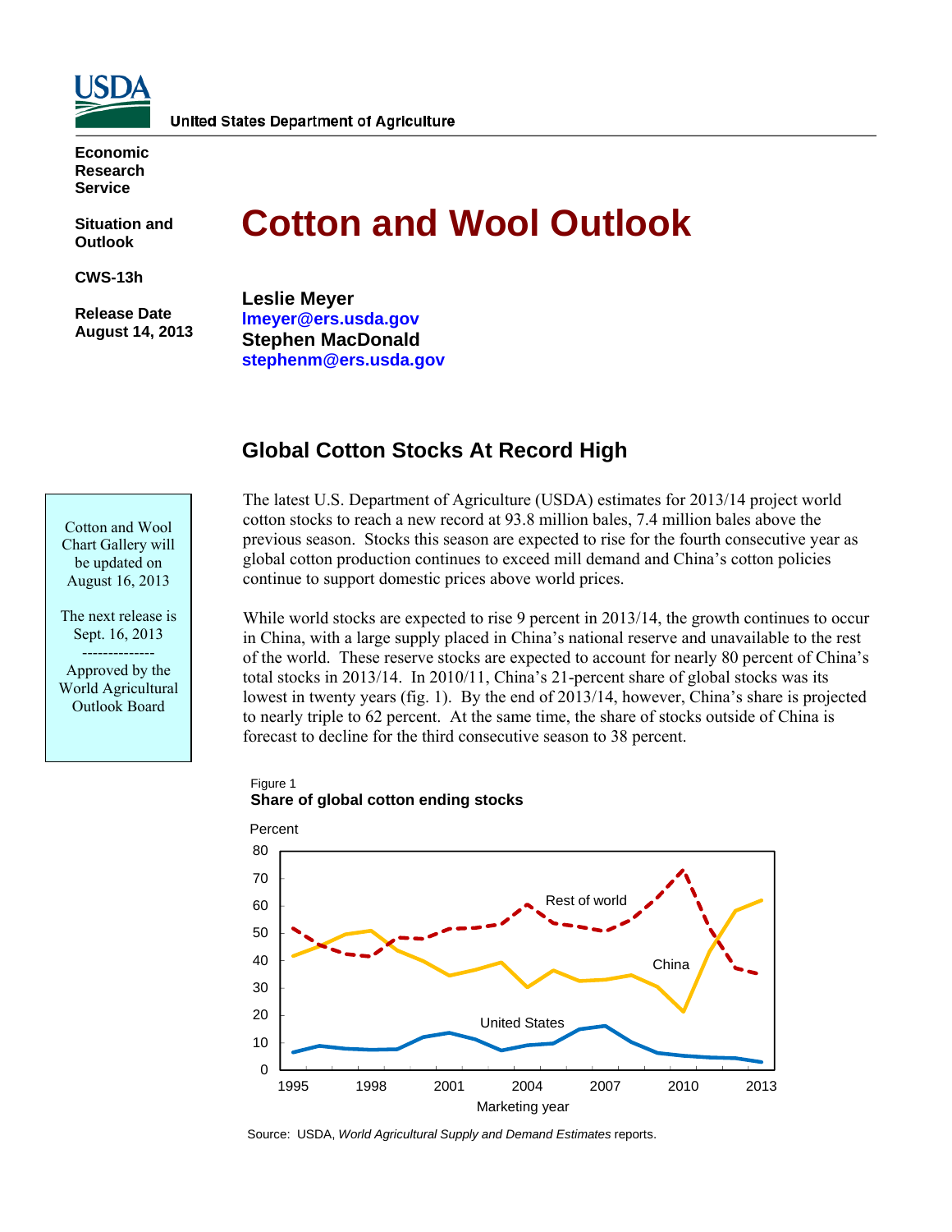United States Department of Agriculture

**Economic Research Service**

**Situation and Outlook**

**CWS-13h**

**Release Date August 14, 2013**

# Cotton and Wool Outlook

**Leslie Meyer**
**lmeyer@ers.usda.gov**
**Stephen MacDonald**
**stephenm@ers.usda.gov**

## Global Cotton Stocks At Record High

Cotton and Wool Chart Gallery will be updated on August 16, 2013

The next release is Sept. 16, 2013

--------------

Approved by the World Agricultural Outlook Board

The latest U.S. Department of Agriculture (USDA) estimates for 2013/14 project world cotton stocks to reach a new record at 93.8 million bales, 7.4 million bales above the previous season. Stocks this season are expected to rise for the fourth consecutive year as global cotton production continues to exceed mill demand and China's cotton policies continue to support domestic prices above world prices.

While world stocks are expected to rise 9 percent in 2013/14, the growth continues to occur in China, with a large supply placed in China's national reserve and unavailable to the rest of the world. These reserve stocks are expected to account for nearly 80 percent of China's total stocks in 2013/14. In 2010/11, China's 21-percent share of global stocks was its lowest in twenty years (fig. 1). By the end of 2013/14, however, China's share is projected to nearly triple to 62 percent. At the same time, the share of stocks outside of China is forecast to decline for the third consecutive season to 38 percent.

Figure 1
**Share of global cotton ending stocks**

Source: USDA, *World Agricultural Supply and Demand Estimates* reports.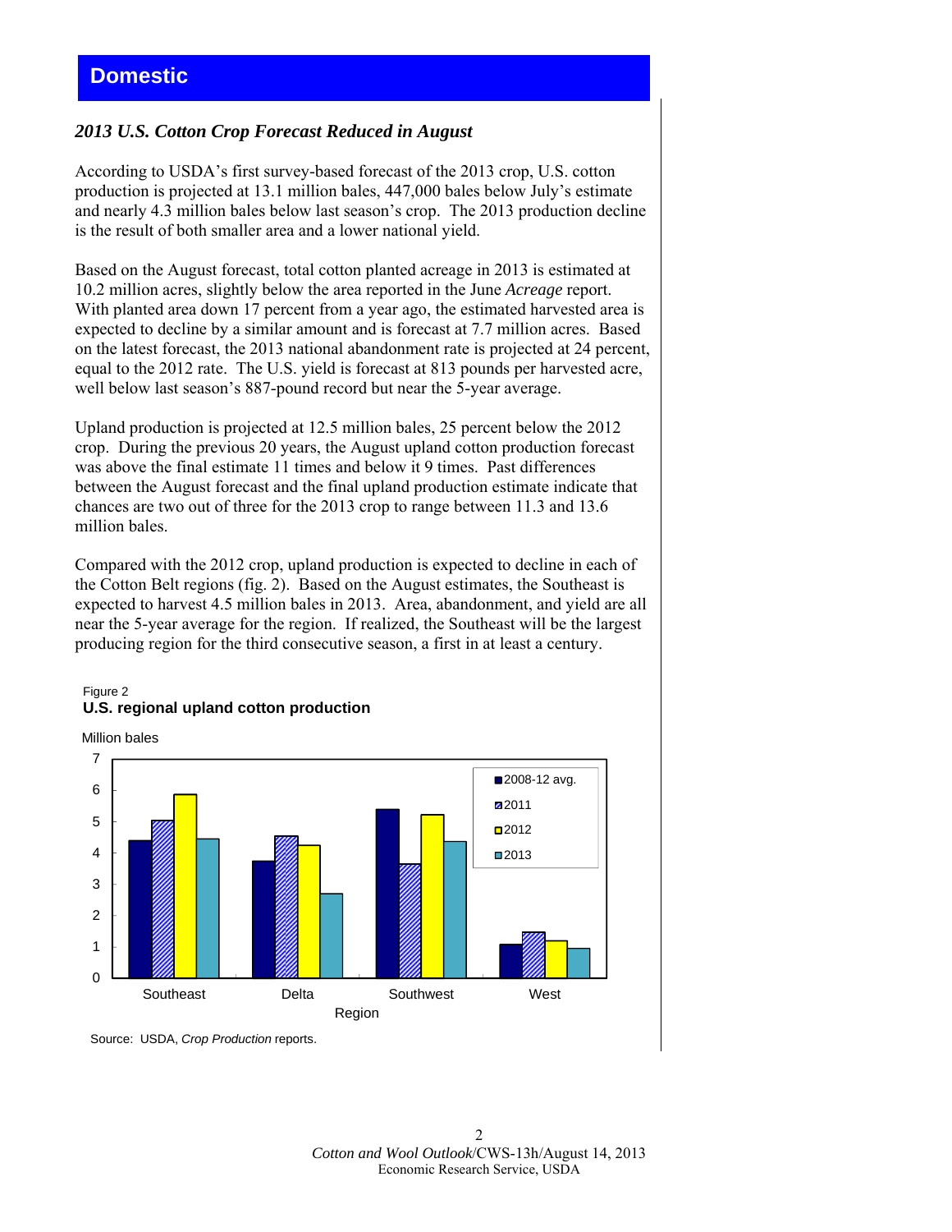# Domestic

### *2013 U.S. Cotton Crop Forecast Reduced in August*

According to USDA's first survey-based forecast of the 2013 crop, U.S. cotton production is projected at 13.1 million bales, 447,000 bales below July's estimate and nearly 4.3 million bales below last season's crop. The 2013 production decline is the result of both smaller area and a lower national yield.

Based on the August forecast, total cotton planted acreage in 2013 is estimated at 10.2 million acres, slightly below the area reported in the June *Acreage* report. With planted area down 17 percent from a year ago, the estimated harvested area is expected to decline by a similar amount and is forecast at 7.7 million acres. Based on the latest forecast, the 2013 national abandonment rate is projected at 24 percent, equal to the 2012 rate. The U.S. yield is forecast at 813 pounds per harvested acre, well below last season's 887-pound record but near the 5-year average.

Upland production is projected at 12.5 million bales, 25 percent below the 2012 crop. During the previous 20 years, the August upland cotton production forecast was above the final estimate 11 times and below it 9 times. Past differences between the August forecast and the final upland production estimate indicate that chances are two out of three for the 2013 crop to range between 11.3 and 13.6 million bales.

Compared with the 2012 crop, upland production is expected to decline in each of the Cotton Belt regions (fig. 2). Based on the August estimates, the Southeast is expected to harvest 4.5 million bales in 2013. Area, abandonment, and yield are all near the 5-year average for the region. If realized, the Southeast will be the largest producing region for the third consecutive season, a first in at least a century.

Figure 2
**U.S. regional upland cotton production**

Source: USDA, *Crop Production* reports.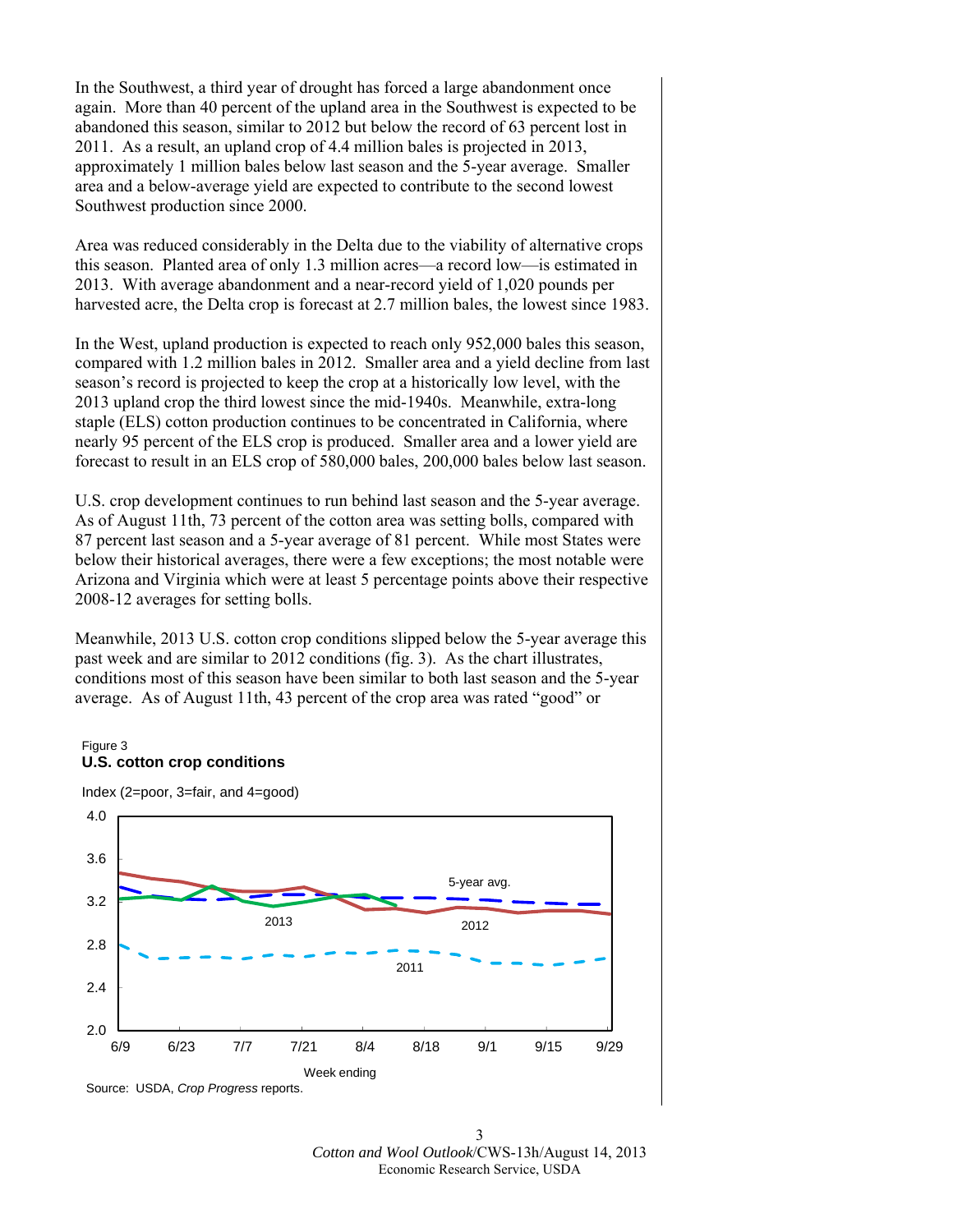In the Southwest, a third year of drought has forced a large abandonment once again. More than 40 percent of the upland area in the Southwest is expected to be abandoned this season, similar to 2012 but below the record of 63 percent lost in 2011. As a result, an upland crop of 4.4 million bales is projected in 2013, approximately 1 million bales below last season and the 5-year average. Smaller area and a below-average yield are expected to contribute to the second lowest Southwest production since 2000.

Area was reduced considerably in the Delta due to the viability of alternative crops this season. Planted area of only 1.3 million acres—a record low—is estimated in 2013. With average abandonment and a near-record yield of 1,020 pounds per harvested acre, the Delta crop is forecast at 2.7 million bales, the lowest since 1983.

In the West, upland production is expected to reach only 952,000 bales this season, compared with 1.2 million bales in 2012. Smaller area and a yield decline from last season's record is projected to keep the crop at a historically low level, with the 2013 upland crop the third lowest since the mid-1940s. Meanwhile, extra-long staple (ELS) cotton production continues to be concentrated in California, where nearly 95 percent of the ELS crop is produced. Smaller area and a lower yield are forecast to result in an ELS crop of 580,000 bales, 200,000 bales below last season.

U.S. crop development continues to run behind last season and the 5-year average. As of August 11th, 73 percent of the cotton area was setting bolls, compared with 87 percent last season and a 5-year average of 81 percent. While most States were below their historical averages, there were a few exceptions; the most notable were Arizona and Virginia which were at least 5 percentage points above their respective 2008-12 averages for setting bolls.

Meanwhile, 2013 U.S. cotton crop conditions slipped below the 5-year average this past week and are similar to 2012 conditions (fig. 3). As the chart illustrates, conditions most of this season have been similar to both last season and the 5-year average. As of August 11th, 43 percent of the crop area was rated "good" or

Figure 3
**U.S. cotton crop conditions**

Index (2=poor, 3=fair, and 4=good)

Source: USDA, *Crop Progress* reports.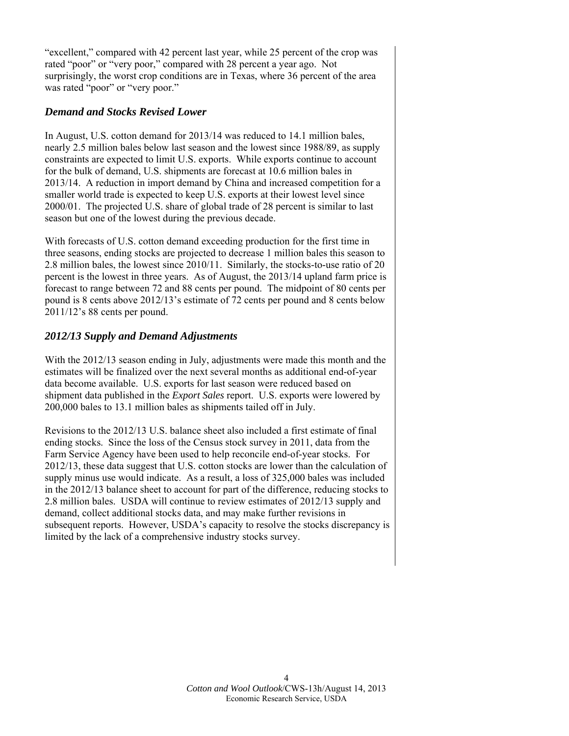"excellent," compared with 42 percent last year, while 25 percent of the crop was rated "poor" or "very poor," compared with 28 percent a year ago. Not surprisingly, the worst crop conditions are in Texas, where 36 percent of the area was rated "poor" or "very poor."

### *Demand and Stocks Revised Lower*

In August, U.S. cotton demand for 2013/14 was reduced to 14.1 million bales, nearly 2.5 million bales below last season and the lowest since 1988/89, as supply constraints are expected to limit U.S. exports. While exports continue to account for the bulk of demand, U.S. shipments are forecast at 10.6 million bales in 2013/14. A reduction in import demand by China and increased competition for a smaller world trade is expected to keep U.S. exports at their lowest level since 2000/01. The projected U.S. share of global trade of 28 percent is similar to last season but one of the lowest during the previous decade.

With forecasts of U.S. cotton demand exceeding production for the first time in three seasons, ending stocks are projected to decrease 1 million bales this season to 2.8 million bales, the lowest since 2010/11. Similarly, the stocks-to-use ratio of 20 percent is the lowest in three years. As of August, the 2013/14 upland farm price is forecast to range between 72 and 88 cents per pound. The midpoint of 80 cents per pound is 8 cents above 2012/13's estimate of 72 cents per pound and 8 cents below 2011/12's 88 cents per pound.

### *2012/13 Supply and Demand Adjustments*

With the 2012/13 season ending in July, adjustments were made this month and the estimates will be finalized over the next several months as additional end-of-year data become available. U.S. exports for last season were reduced based on shipment data published in the *Export Sales* report. U.S. exports were lowered by 200,000 bales to 13.1 million bales as shipments tailed off in July.

Revisions to the 2012/13 U.S. balance sheet also included a first estimate of final ending stocks. Since the loss of the Census stock survey in 2011, data from the Farm Service Agency have been used to help reconcile end-of-year stocks. For 2012/13, these data suggest that U.S. cotton stocks are lower than the calculation of supply minus use would indicate. As a result, a loss of 325,000 bales was included in the 2012/13 balance sheet to account for part of the difference, reducing stocks to 2.8 million bales. USDA will continue to review estimates of 2012/13 supply and demand, collect additional stocks data, and may make further revisions in subsequent reports. However, USDA's capacity to resolve the stocks discrepancy is limited by the lack of a comprehensive industry stocks survey.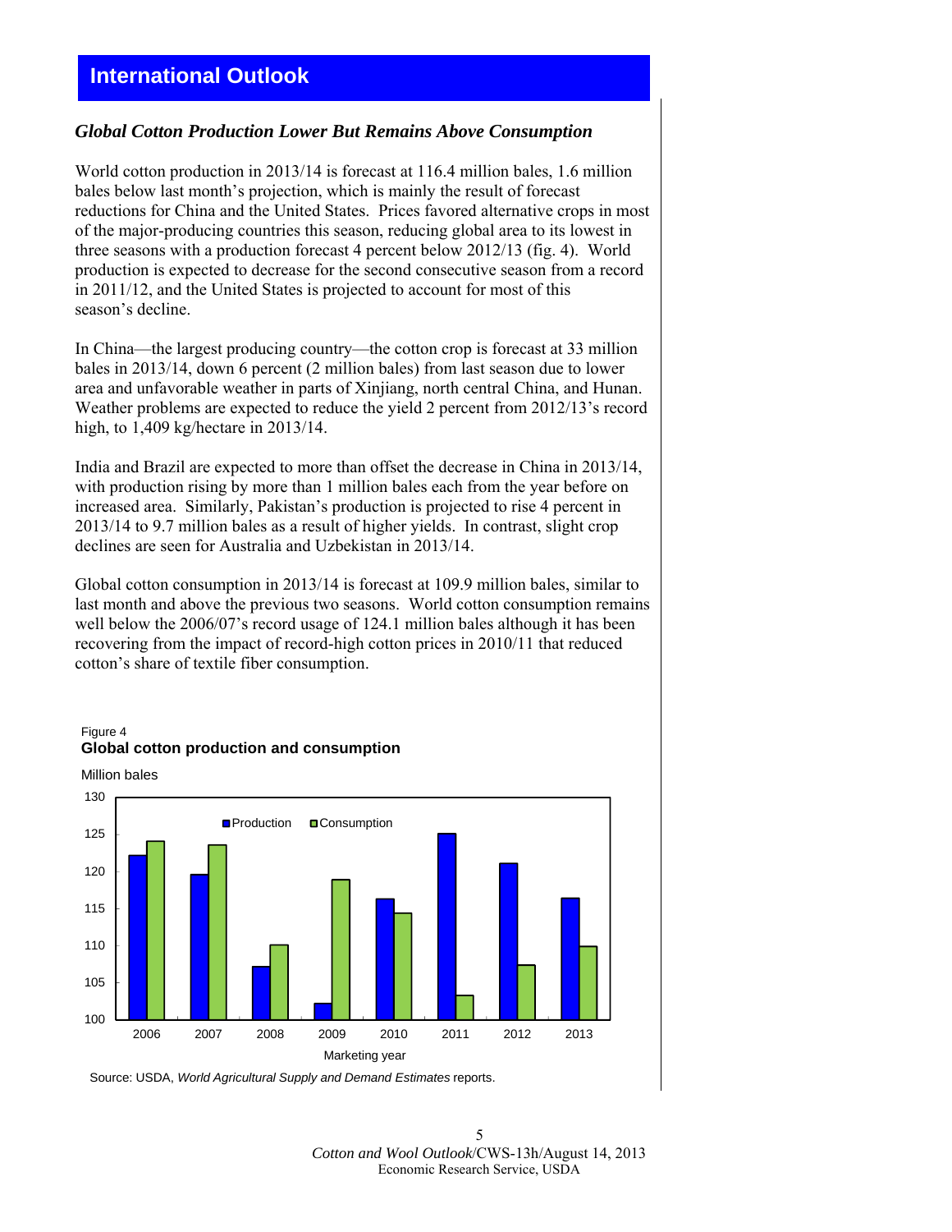# International Outlook

## *Global Cotton Production Lower But Remains Above Consumption*

World cotton production in 2013/14 is forecast at 116.4 million bales, 1.6 million bales below last month's projection, which is mainly the result of forecast reductions for China and the United States. Prices favored alternative crops in most of the major-producing countries this season, reducing global area to its lowest in three seasons with a production forecast 4 percent below 2012/13 (fig. 4). World production is expected to decrease for the second consecutive season from a record in 2011/12, and the United States is projected to account for most of this season's decline.

In China—the largest producing country—the cotton crop is forecast at 33 million bales in 2013/14, down 6 percent (2 million bales) from last season due to lower area and unfavorable weather in parts of Xinjiang, north central China, and Hunan. Weather problems are expected to reduce the yield 2 percent from 2012/13's record high, to 1,409 kg/hectare in 2013/14.

India and Brazil are expected to more than offset the decrease in China in 2013/14, with production rising by more than 1 million bales each from the year before on increased area. Similarly, Pakistan's production is projected to rise 4 percent in 2013/14 to 9.7 million bales as a result of higher yields. In contrast, slight crop declines are seen for Australia and Uzbekistan in 2013/14.

Global cotton consumption in 2013/14 is forecast at 109.9 million bales, similar to last month and above the previous two seasons. World cotton consumption remains well below the 2006/07's record usage of 124.1 million bales although it has been recovering from the impact of record-high cotton prices in 2010/11 that reduced cotton's share of textile fiber consumption.

Figure 4
**Global cotton production and consumption**

Million bales

| Marketing year | Production | Consumption |
|---|---|---|
| 2006 | 122.2 | 124.1 |
| 2007 | 119.6 | 123.6 |
| 2008 | 107.2 | 110.1 |
| 2009 | 102.2 | 118.9 |
| 2010 | 116.3 | 114.4 |
| 2011 | 125.1 | 103.3 |
| 2012 | 121.1 | 107.4 |
| 2013 | 116.4 | 109.9 |

Source: USDA, *World Agricultural Supply and Demand Estimates* reports.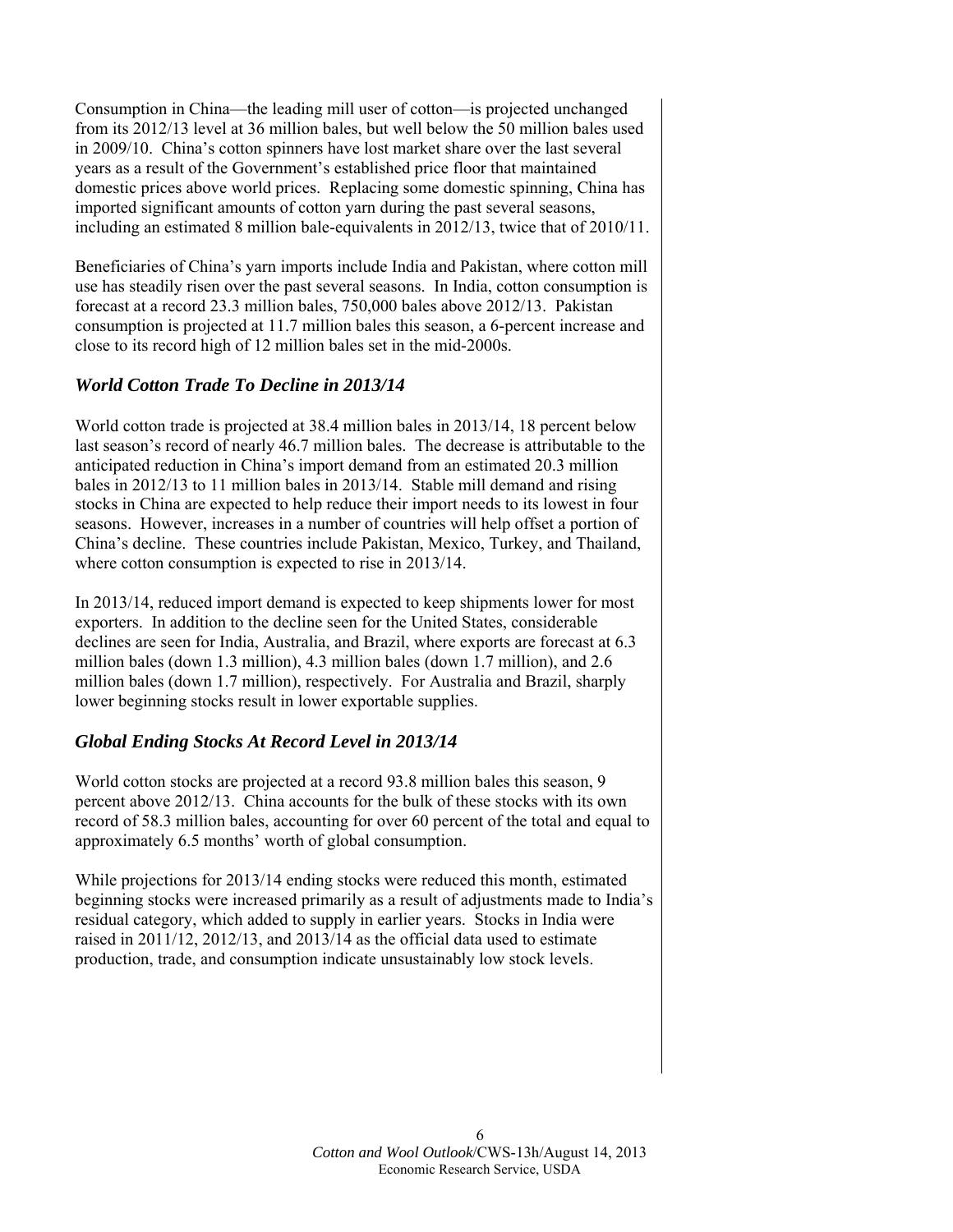Consumption in China—the leading mill user of cotton—is projected unchanged from its 2012/13 level at 36 million bales, but well below the 50 million bales used in 2009/10. China's cotton spinners have lost market share over the last several years as a result of the Government's established price floor that maintained domestic prices above world prices. Replacing some domestic spinning, China has imported significant amounts of cotton yarn during the past several seasons, including an estimated 8 million bale-equivalents in 2012/13, twice that of 2010/11.

Beneficiaries of China's yarn imports include India and Pakistan, where cotton mill use has steadily risen over the past several seasons. In India, cotton consumption is forecast at a record 23.3 million bales, 750,000 bales above 2012/13. Pakistan consumption is projected at 11.7 million bales this season, a 6-percent increase and close to its record high of 12 million bales set in the mid-2000s.

## *World Cotton Trade To Decline in 2013/14*

World cotton trade is projected at 38.4 million bales in 2013/14, 18 percent below last season's record of nearly 46.7 million bales. The decrease is attributable to the anticipated reduction in China's import demand from an estimated 20.3 million bales in 2012/13 to 11 million bales in 2013/14. Stable mill demand and rising stocks in China are expected to help reduce their import needs to its lowest in four seasons. However, increases in a number of countries will help offset a portion of China's decline. These countries include Pakistan, Mexico, Turkey, and Thailand, where cotton consumption is expected to rise in 2013/14.

In 2013/14, reduced import demand is expected to keep shipments lower for most exporters. In addition to the decline seen for the United States, considerable declines are seen for India, Australia, and Brazil, where exports are forecast at 6.3 million bales (down 1.3 million), 4.3 million bales (down 1.7 million), and 2.6 million bales (down 1.7 million), respectively. For Australia and Brazil, sharply lower beginning stocks result in lower exportable supplies.

## *Global Ending Stocks At Record Level in 2013/14*

World cotton stocks are projected at a record 93.8 million bales this season, 9 percent above 2012/13. China accounts for the bulk of these stocks with its own record of 58.3 million bales, accounting for over 60 percent of the total and equal to approximately 6.5 months' worth of global consumption.

While projections for 2013/14 ending stocks were reduced this month, estimated beginning stocks were increased primarily as a result of adjustments made to India's residual category, which added to supply in earlier years. Stocks in India were raised in 2011/12, 2012/13, and 2013/14 as the official data used to estimate production, trade, and consumption indicate unsustainably low stock levels.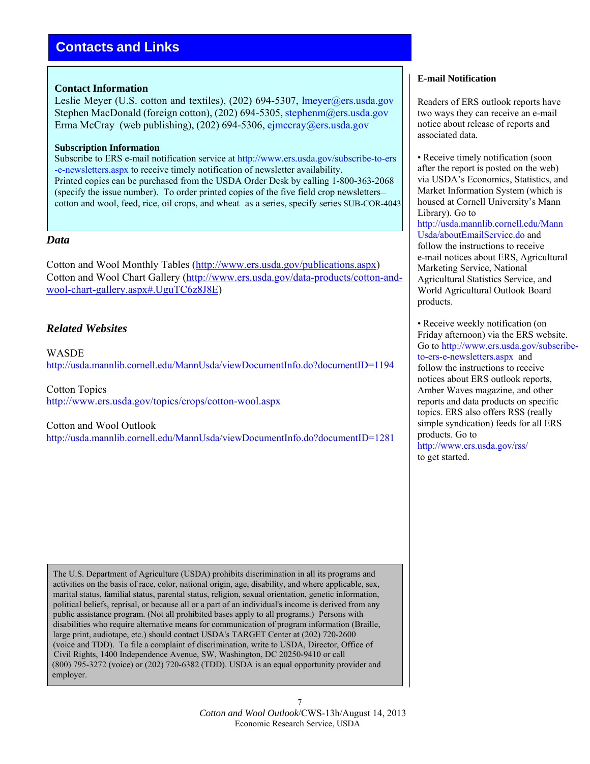## Contacts and Links

**Contact Information**

Leslie Meyer (U.S. cotton and textiles), (202) 694-5307, lmeyer@ers.usda.gov
Stephen MacDonald (foreign cotton), (202) 694-5305, stephenm@ers.usda.gov
Erma McCray (web publishing), (202) 694-5306, ejmccray@ers.usda.gov

**Subscription Information**

Subscribe to ERS e-mail notification service at http://www.ers.usda.gov/subscribe-to-ers-e-newsletters.aspx to receive timely notification of newsletter availability.
Printed copies can be purchased from the USDA Order Desk by calling 1-800-363-2068 (specify the issue number). To order printed copies of the five field crop newsletters—cotton and wool, feed, rice, oil crops, and wheat—as a series, specify series SUB-COR-4043.

### *Data*

Cotton and Wool Monthly Tables (http://www.ers.usda.gov/publications.aspx)
Cotton and Wool Chart Gallery (http://www.ers.usda.gov/data-products/cotton-and-wool-chart-gallery.aspx#.UguTC6z8J8E)

### *Related Websites*

WASDE
http://usda.mannlib.cornell.edu/MannUsda/viewDocumentInfo.do?documentID=1194

Cotton Topics
http://www.ers.usda.gov/topics/crops/cotton-wool.aspx

Cotton and Wool Outlook
http://usda.mannlib.cornell.edu/MannUsda/viewDocumentInfo.do?documentID=1281

**E-mail Notification**

Readers of ERS outlook reports have two ways they can receive an e-mail notice about release of reports and associated data.

- Receive timely notification (soon after the report is posted on the web) via USDA's Economics, Statistics, and Market Information System (which is housed at Cornell University's Mann Library). Go to http://usda.mannlib.cornell.edu/MannUsda/aboutEmailService.do and follow the instructions to receive e-mail notices about ERS, Agricultural Marketing Service, National Agricultural Statistics Service, and World Agricultural Outlook Board products.

- Receive weekly notification (on Friday afternoon) via the ERS website. Go to http://www.ers.usda.gov/subscribe-to-ers-e-newsletters.aspx and follow the instructions to receive notices about ERS outlook reports, Amber Waves magazine, and other reports and data products on specific topics. ERS also offers RSS (really simple syndication) feeds for all ERS products. Go to http://www.ers.usda.gov/rss/ to get started.

The U.S. Department of Agriculture (USDA) prohibits discrimination in all its programs and activities on the basis of race, color, national origin, age, disability, and where applicable, sex, marital status, familial status, parental status, religion, sexual orientation, genetic information, political beliefs, reprisal, or because all or a part of an individual's income is derived from any public assistance program. (Not all prohibited bases apply to all programs.) Persons with disabilities who require alternative means for communication of program information (Braille, large print, audiotape, etc.) should contact USDA's TARGET Center at (202) 720-2600 (voice and TDD). To file a complaint of discrimination, write to USDA, Director, Office of Civil Rights, 1400 Independence Avenue, SW, Washington, DC 20250-9410 or call (800) 795-3272 (voice) or (202) 720-6382 (TDD). USDA is an equal opportunity provider and employer.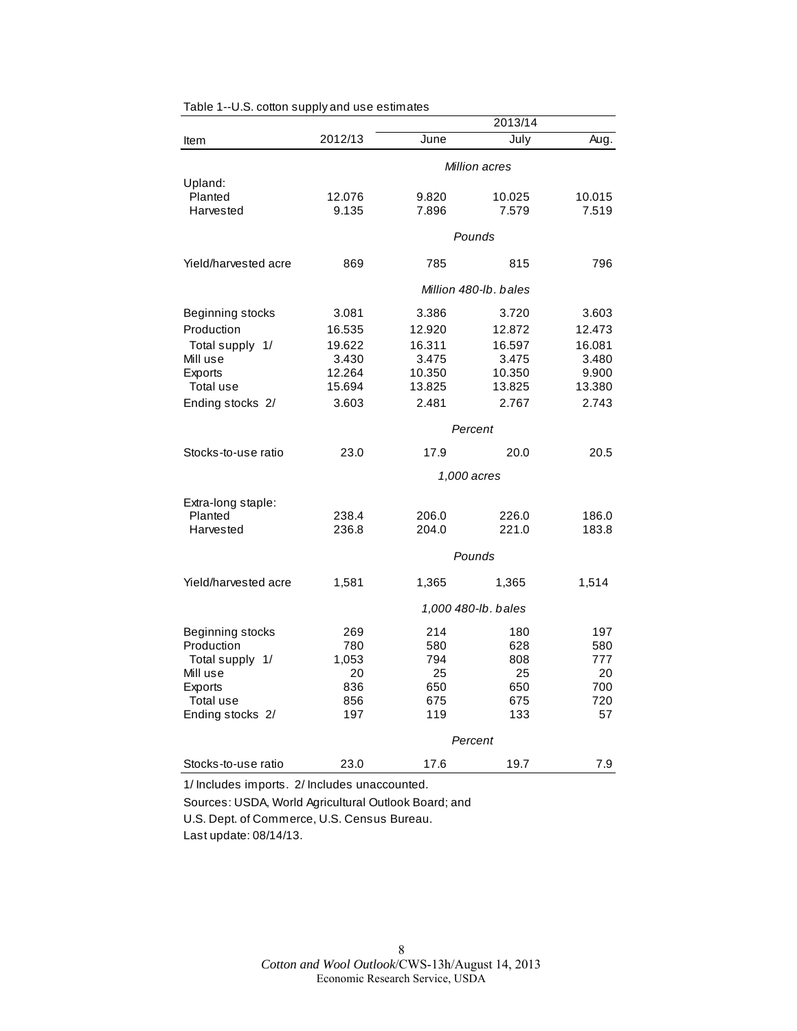Table 1--U.S. cotton supply and use estimates

| Item | 2012/13 | 2013/14 | | |
|---|---|---|---|---|
| | | June | July | Aug. |
| | | *Million acres* | | |
| Upland: | | | | |
| Planted | 12.076 | 9.820 | 10.025 | 10.015 |
| Harvested | 9.135 | 7.896 | 7.579 | 7.519 |
| | | *Pounds* | | |
| Yield/harvested acre | 869 | 785 | 815 | 796 |
| | | *Million 480-lb. bales* | | |
| Beginning stocks | 3.081 | 3.386 | 3.720 | 3.603 |
| Production | 16.535 | 12.920 | 12.872 | 12.473 |
| Total supply 1/ | 19.622 | 16.311 | 16.597 | 16.081 |
| Mill use | 3.430 | 3.475 | 3.475 | 3.480 |
| Exports | 12.264 | 10.350 | 10.350 | 9.900 |
| Total use | 15.694 | 13.825 | 13.825 | 13.380 |
| Ending stocks 2/ | 3.603 | 2.481 | 2.767 | 2.743 |
| | | *Percent* | | |
| Stocks-to-use ratio | 23.0 | 17.9 | 20.0 | 20.5 |
| | | *1,000 acres* | | |
| Extra-long staple: | | | | |
| Planted | 238.4 | 206.0 | 226.0 | 186.0 |
| Harvested | 236.8 | 204.0 | 221.0 | 183.8 |
| | | *Pounds* | | |
| Yield/harvested acre | 1,581 | 1,365 | 1,365 | 1,514 |
| | | *1,000 480-lb. bales* | | |
| Beginning stocks | 269 | 214 | 180 | 197 |
| Production | 780 | 580 | 628 | 580 |
| Total supply 1/ | 1,053 | 794 | 808 | 777 |
| Mill use | 20 | 25 | 25 | 20 |
| Exports | 836 | 650 | 650 | 700 |
| Total use | 856 | 675 | 675 | 720 |
| Ending stocks 2/ | 197 | 119 | 133 | 57 |
| | | *Percent* | | |
| Stocks-to-use ratio | 23.0 | 17.6 | 19.7 | 7.9 |

1/ Includes imports. 2/ Includes unaccounted.

Sources: USDA, World Agricultural Outlook Board; and

U.S. Dept. of Commerce, U.S. Census Bureau.

Last update: 08/14/13.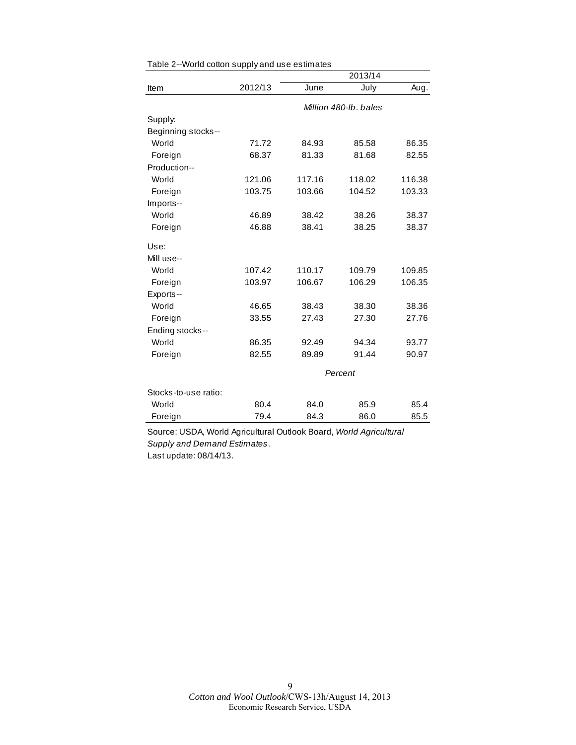Table 2--World cotton supply and use estimates

| Item | 2012/13 | 2013/14 | | |
|---|---|---|---|---|
| | | June | July | Aug. |
| | *Million 480-lb. bales* | | | |
| Supply: | | | | |
| Beginning stocks-- | | | | |
| World | 71.72 | 84.93 | 85.58 | 86.35 |
| Foreign | 68.37 | 81.33 | 81.68 | 82.55 |
| Production-- | | | | |
| World | 121.06 | 117.16 | 118.02 | 116.38 |
| Foreign | 103.75 | 103.66 | 104.52 | 103.33 |
| Imports-- | | | | |
| World | 46.89 | 38.42 | 38.26 | 38.37 |
| Foreign | 46.88 | 38.41 | 38.25 | 38.37 |
| Use: | | | | |
| Mill use-- | | | | |
| World | 107.42 | 110.17 | 109.79 | 109.85 |
| Foreign | 103.97 | 106.67 | 106.29 | 106.35 |
| Exports-- | | | | |
| World | 46.65 | 38.43 | 38.30 | 38.36 |
| Foreign | 33.55 | 27.43 | 27.30 | 27.76 |
| Ending stocks-- | | | | |
| World | 86.35 | 92.49 | 94.34 | 93.77 |
| Foreign | 82.55 | 89.89 | 91.44 | 90.97 |
| | *Percent* | | | |
| Stocks-to-use ratio: | | | | |
| World | 80.4 | 84.0 | 85.9 | 85.4 |
| Foreign | 79.4 | 84.3 | 86.0 | 85.5 |

Source: USDA, World Agricultural Outlook Board, *World Agricultural Supply and Demand Estimates*.

Last update: 08/14/13.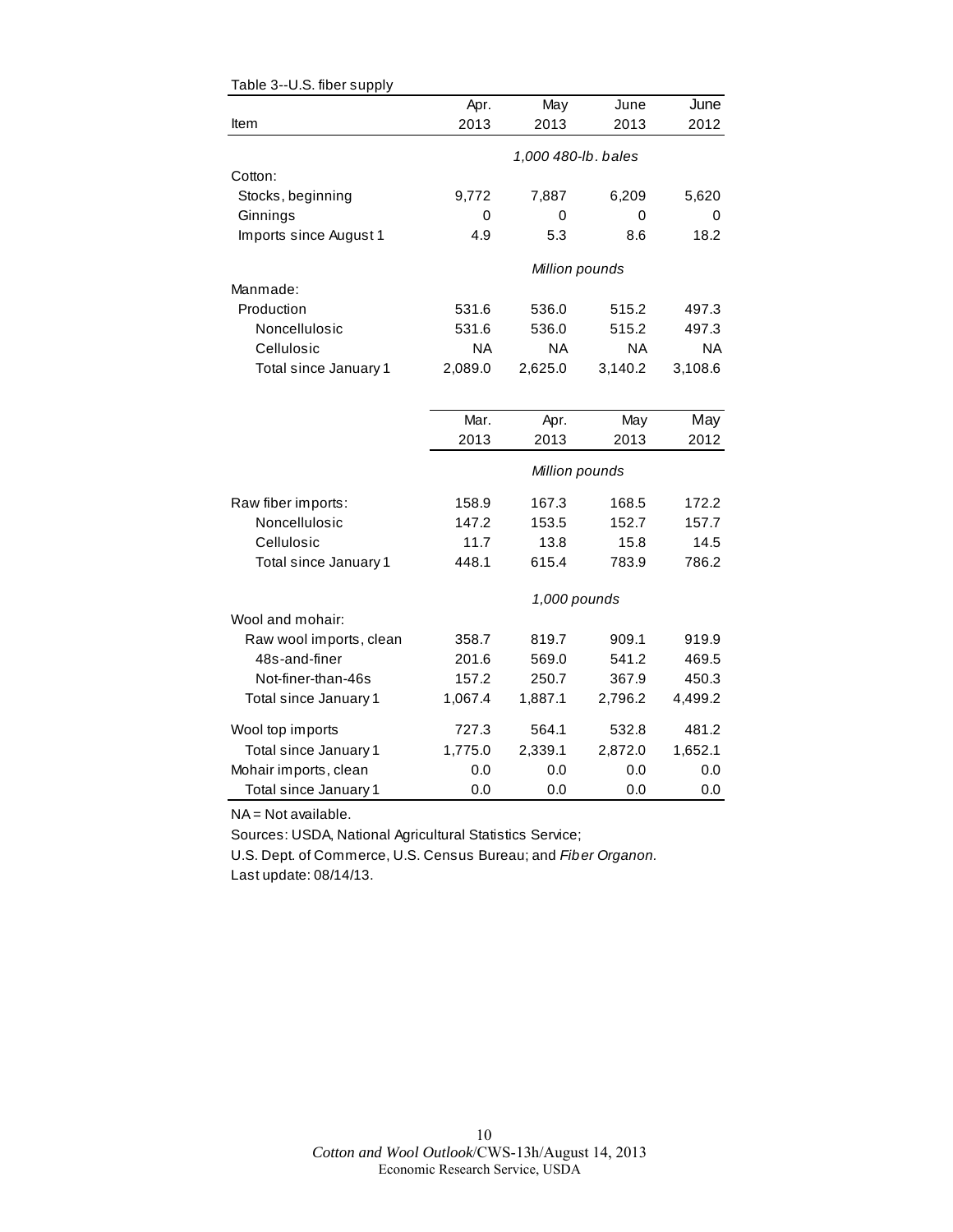Table 3--U.S. fiber supply

| Item | Apr. 2013 | May 2013 | June 2013 | June 2012 |
|---|---|---|---|---|
| | *1,000 480-lb. bales* | | | |
| Cotton: | | | | |
| Stocks, beginning | 9,772 | 7,887 | 6,209 | 5,620 |
| Ginnings | 0 | 0 | 0 | 0 |
| Imports since August 1 | 4.9 | 5.3 | 8.6 | 18.2 |
| | *Million pounds* | | | |
| Manmade: | | | | |
| Production | 531.6 | 536.0 | 515.2 | 497.3 |
| Noncellulosic | 531.6 | 536.0 | 515.2 | 497.3 |
| Cellulosic | NA | NA | NA | NA |
| Total since January 1 | 2,089.0 | 2,625.0 | 3,140.2 | 3,108.6 |

| Item | Mar. 2013 | Apr. 2013 | May 2013 | May 2012 |
|---|---|---|---|---|
| | *Million pounds* | | | |
| Raw fiber imports: | 158.9 | 167.3 | 168.5 | 172.2 |
| Noncellulosic | 147.2 | 153.5 | 152.7 | 157.7 |
| Cellulosic | 11.7 | 13.8 | 15.8 | 14.5 |
| Total since January 1 | 448.1 | 615.4 | 783.9 | 786.2 |
| | *1,000 pounds* | | | |
| Wool and mohair: | | | | |
| Raw wool imports, clean | 358.7 | 819.7 | 909.1 | 919.9 |
| 48s-and-finer | 201.6 | 569.0 | 541.2 | 469.5 |
| Not-finer-than-46s | 157.2 | 250.7 | 367.9 | 450.3 |
| Total since January 1 | 1,067.4 | 1,887.1 | 2,796.2 | 4,499.2 |
| Wool top imports | 727.3 | 564.1 | 532.8 | 481.2 |
| Total since January 1 | 1,775.0 | 2,339.1 | 2,872.0 | 1,652.1 |
| Mohair imports, clean | 0.0 | 0.0 | 0.0 | 0.0 |
| Total since January 1 | 0.0 | 0.0 | 0.0 | 0.0 |

NA = Not available.

Sources: USDA, National Agricultural Statistics Service;

U.S. Dept. of Commerce, U.S. Census Bureau; and *Fiber Organon.*

Last update: 08/14/13.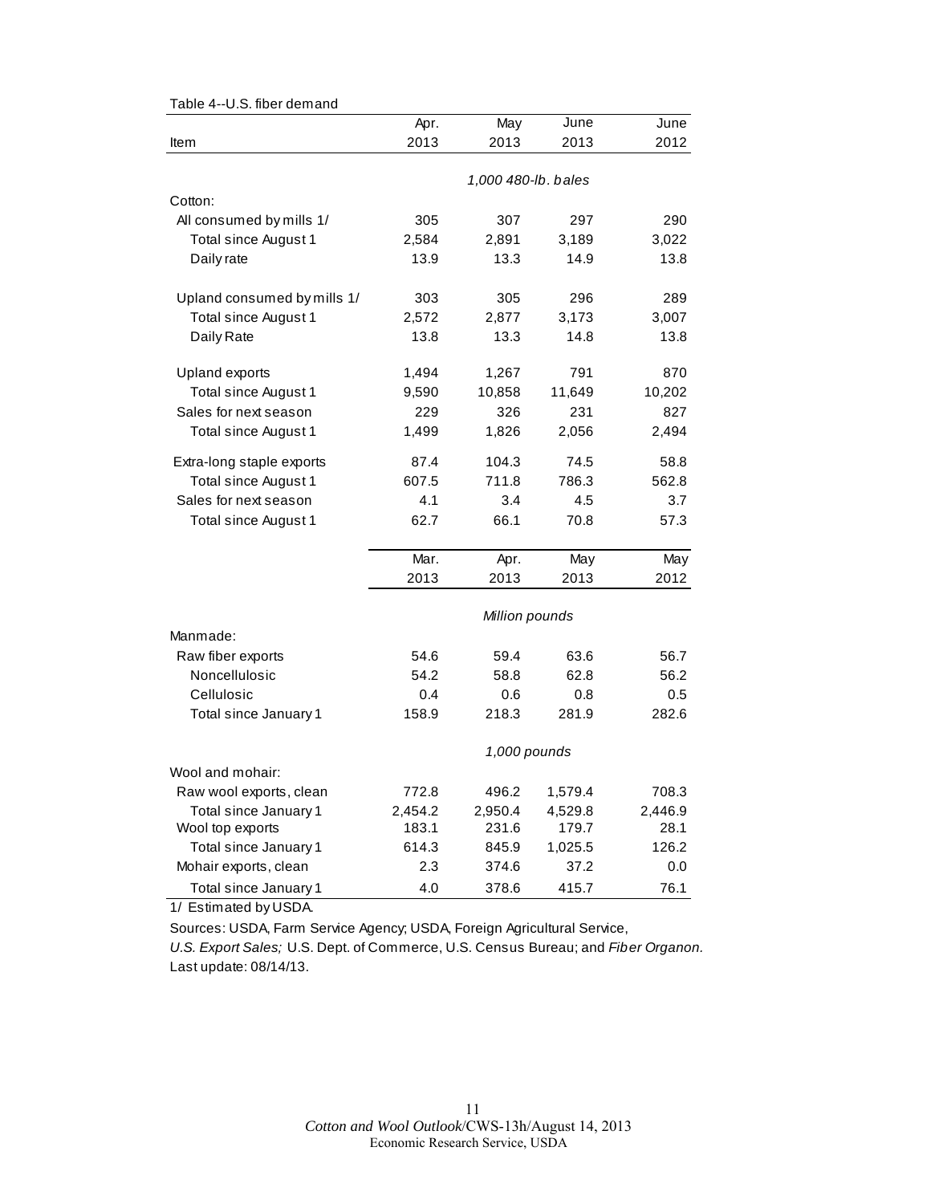Table 4--U.S. fiber demand

| Item | Apr. 2013 | May 2013 | June 2013 | June 2012 |
|---|---|---|---|---|
| | 1,000 480-lb. bales | | | |
| Cotton: | | | | |
| All consumed by mills 1/ | 305 | 307 | 297 | 290 |
| Total since August 1 | 2,584 | 2,891 | 3,189 | 3,022 |
| Daily rate | 13.9 | 13.3 | 14.9 | 13.8 |
| Upland consumed by mills 1/ | 303 | 305 | 296 | 289 |
| Total since August 1 | 2,572 | 2,877 | 3,173 | 3,007 |
| Daily Rate | 13.8 | 13.3 | 14.8 | 13.8 |
| Upland exports | 1,494 | 1,267 | 791 | 870 |
| Total since August 1 | 9,590 | 10,858 | 11,649 | 10,202 |
| Sales for next season | 229 | 326 | 231 | 827 |
| Total since August 1 | 1,499 | 1,826 | 2,056 | 2,494 |
| Extra-long staple exports | 87.4 | 104.3 | 74.5 | 58.8 |
| Total since August 1 | 607.5 | 711.8 | 786.3 | 562.8 |
| Sales for next season | 4.1 | 3.4 | 4.5 | 3.7 |
| Total since August 1 | 62.7 | 66.1 | 70.8 | 57.3 |
| | Mar. 2013 | Apr. 2013 | May 2013 | May 2012 |
| | Million pounds | | | |
| Manmade: | | | | |
| Raw fiber exports | 54.6 | 59.4 | 63.6 | 56.7 |
| Noncellulosic | 54.2 | 58.8 | 62.8 | 56.2 |
| Cellulosic | 0.4 | 0.6 | 0.8 | 0.5 |
| Total since January 1 | 158.9 | 218.3 | 281.9 | 282.6 |
| | 1,000 pounds | | | |
| Wool and mohair: | | | | |
| Raw wool exports, clean | 772.8 | 496.2 | 1,579.4 | 708.3 |
| Total since January 1 | 2,454.2 | 2,950.4 | 4,529.8 | 2,446.9 |
| Wool top exports | 183.1 | 231.6 | 179.7 | 28.1 |
| Total since January 1 | 614.3 | 845.9 | 1,025.5 | 126.2 |
| Mohair exports, clean | 2.3 | 374.6 | 37.2 | 0.0 |
| Total since January 1 | 4.0 | 378.6 | 415.7 | 76.1 |

1/ Estimated by USDA.

Sources: USDA, Farm Service Agency; USDA, Foreign Agricultural Service, *U.S. Export Sales;* U.S. Dept. of Commerce, U.S. Census Bureau; and *Fiber Organon.*

Last update: 08/14/13.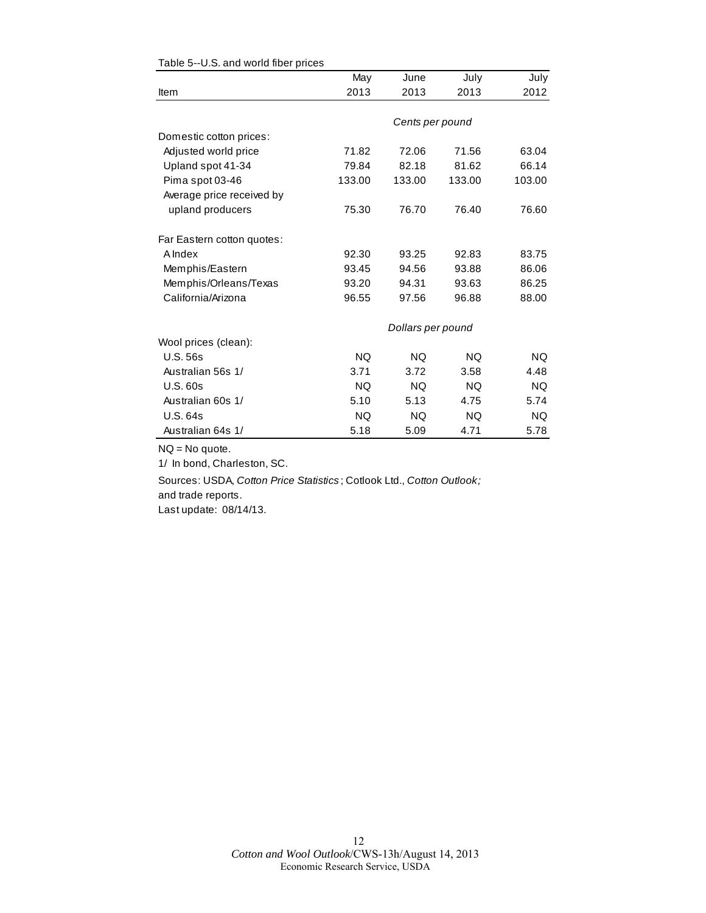Table 5--U.S. and world fiber prices

| Item | May 2013 | June 2013 | July 2013 | July 2012 |
|---|---|---|---|---|
| | | *Cents per pound* | | |
| Domestic cotton prices: | | | | |
| Adjusted world price | 71.82 | 72.06 | 71.56 | 63.04 |
| Upland spot 41-34 | 79.84 | 82.18 | 81.62 | 66.14 |
| Pima spot 03-46 | 133.00 | 133.00 | 133.00 | 103.00 |
| Average price received by upland producers | 75.30 | 76.70 | 76.40 | 76.60 |
| Far Eastern cotton quotes: | | | | |
| A Index | 92.30 | 93.25 | 92.83 | 83.75 |
| Memphis/Eastern | 93.45 | 94.56 | 93.88 | 86.06 |
| Memphis/Orleans/Texas | 93.20 | 94.31 | 93.63 | 86.25 |
| California/Arizona | 96.55 | 97.56 | 96.88 | 88.00 |
| | | *Dollars per pound* | | |
| Wool prices (clean): | | | | |
| U.S. 56s | NQ | NQ | NQ | NQ |
| Australian 56s 1/ | 3.71 | 3.72 | 3.58 | 4.48 |
| U.S. 60s | NQ | NQ | NQ | NQ |
| Australian 60s 1/ | 5.10 | 5.13 | 4.75 | 5.74 |
| U.S. 64s | NQ | NQ | NQ | NQ |
| Australian 64s 1/ | 5.18 | 5.09 | 4.71 | 5.78 |

NQ = No quote.

1/ In bond, Charleston, SC.

Sources: USDA, *Cotton Price Statistics*; Cotlook Ltd., *Cotton Outlook;* and trade reports.

Last update: 08/14/13.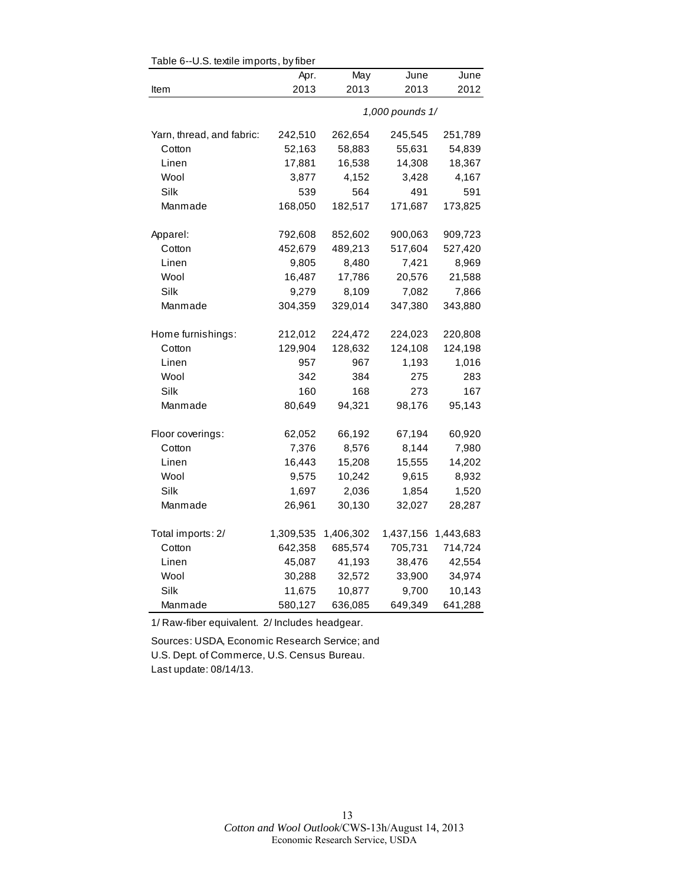Table 6--U.S. textile imports, by fiber

| Item | Apr. 2013 | May 2013 | June 2013 | June 2012 |
|---|---|---|---|---|
| | | | *1,000 pounds 1/* | |
| Yarn, thread, and fabric: | 242,510 | 262,654 | 245,545 | 251,789 |
| Cotton | 52,163 | 58,883 | 55,631 | 54,839 |
| Linen | 17,881 | 16,538 | 14,308 | 18,367 |
| Wool | 3,877 | 4,152 | 3,428 | 4,167 |
| Silk | 539 | 564 | 491 | 591 |
| Manmade | 168,050 | 182,517 | 171,687 | 173,825 |
| Apparel: | 792,608 | 852,602 | 900,063 | 909,723 |
| Cotton | 452,679 | 489,213 | 517,604 | 527,420 |
| Linen | 9,805 | 8,480 | 7,421 | 8,969 |
| Wool | 16,487 | 17,786 | 20,576 | 21,588 |
| Silk | 9,279 | 8,109 | 7,082 | 7,866 |
| Manmade | 304,359 | 329,014 | 347,380 | 343,880 |
| Home furnishings: | 212,012 | 224,472 | 224,023 | 220,808 |
| Cotton | 129,904 | 128,632 | 124,108 | 124,198 |
| Linen | 957 | 967 | 1,193 | 1,016 |
| Wool | 342 | 384 | 275 | 283 |
| Silk | 160 | 168 | 273 | 167 |
| Manmade | 80,649 | 94,321 | 98,176 | 95,143 |
| Floor coverings: | 62,052 | 66,192 | 67,194 | 60,920 |
| Cotton | 7,376 | 8,576 | 8,144 | 7,980 |
| Linen | 16,443 | 15,208 | 15,555 | 14,202 |
| Wool | 9,575 | 10,242 | 9,615 | 8,932 |
| Silk | 1,697 | 2,036 | 1,854 | 1,520 |
| Manmade | 26,961 | 30,130 | 32,027 | 28,287 |
| Total imports: 2/ | 1,309,535 | 1,406,302 | 1,437,156 | 1,443,683 |
| Cotton | 642,358 | 685,574 | 705,731 | 714,724 |
| Linen | 45,087 | 41,193 | 38,476 | 42,554 |
| Wool | 30,288 | 32,572 | 33,900 | 34,974 |
| Silk | 11,675 | 10,877 | 9,700 | 10,143 |
| Manmade | 580,127 | 636,085 | 649,349 | 641,288 |

1/ Raw-fiber equivalent. 2/ Includes headgear.

Sources: USDA, Economic Research Service; and
U.S. Dept. of Commerce, U.S. Census Bureau.
Last update: 08/14/13.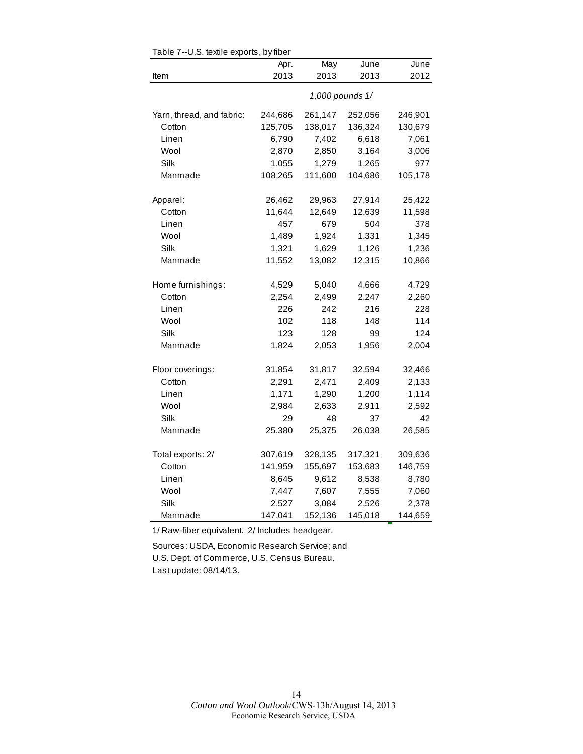Table 7--U.S. textile exports, by fiber

| Item | Apr. 2013 | May 2013 | June 2013 | June 2012 |
|---|---|---|---|---|
| | *1,000 pounds 1/* | | | |
| Yarn, thread, and fabric: | 244,686 | 261,147 | 252,056 | 246,901 |
| Cotton | 125,705 | 138,017 | 136,324 | 130,679 |
| Linen | 6,790 | 7,402 | 6,618 | 7,061 |
| Wool | 2,870 | 2,850 | 3,164 | 3,006 |
| Silk | 1,055 | 1,279 | 1,265 | 977 |
| Manmade | 108,265 | 111,600 | 104,686 | 105,178 |
| Apparel: | 26,462 | 29,963 | 27,914 | 25,422 |
| Cotton | 11,644 | 12,649 | 12,639 | 11,598 |
| Linen | 457 | 679 | 504 | 378 |
| Wool | 1,489 | 1,924 | 1,331 | 1,345 |
| Silk | 1,321 | 1,629 | 1,126 | 1,236 |
| Manmade | 11,552 | 13,082 | 12,315 | 10,866 |
| Home furnishings: | 4,529 | 5,040 | 4,666 | 4,729 |
| Cotton | 2,254 | 2,499 | 2,247 | 2,260 |
| Linen | 226 | 242 | 216 | 228 |
| Wool | 102 | 118 | 148 | 114 |
| Silk | 123 | 128 | 99 | 124 |
| Manmade | 1,824 | 2,053 | 1,956 | 2,004 |
| Floor coverings: | 31,854 | 31,817 | 32,594 | 32,466 |
| Cotton | 2,291 | 2,471 | 2,409 | 2,133 |
| Linen | 1,171 | 1,290 | 1,200 | 1,114 |
| Wool | 2,984 | 2,633 | 2,911 | 2,592 |
| Silk | 29 | 48 | 37 | 42 |
| Manmade | 25,380 | 25,375 | 26,038 | 26,585 |
| Total exports: 2/ | 307,619 | 328,135 | 317,321 | 309,636 |
| Cotton | 141,959 | 155,697 | 153,683 | 146,759 |
| Linen | 8,645 | 9,612 | 8,538 | 8,780 |
| Wool | 7,447 | 7,607 | 7,555 | 7,060 |
| Silk | 2,527 | 3,084 | 2,526 | 2,378 |
| Manmade | 147,041 | 152,136 | 145,018 | 144,659 |

1/ Raw-fiber equivalent. 2/ Includes headgear.

Sources: USDA, Economic Research Service; and U.S. Dept. of Commerce, U.S. Census Bureau.
Last update: 08/14/13.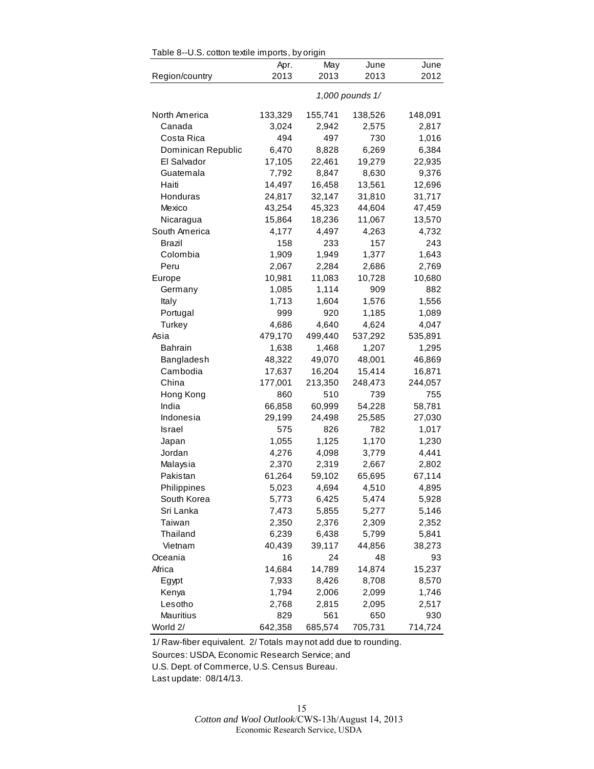Table 8--U.S. cotton textile imports, by origin

| Region/country | Apr. 2013 | May 2013 | June 2013 | June 2012 |
|---|---|---|---|---|
| | *1,000 pounds 1/* | | | |
| North America | 133,329 | 155,741 | 138,526 | 148,091 |
| Canada | 3,024 | 2,942 | 2,575 | 2,817 |
| Costa Rica | 494 | 497 | 730 | 1,016 |
| Dominican Republic | 6,470 | 8,828 | 6,269 | 6,384 |
| El Salvador | 17,105 | 22,461 | 19,279 | 22,935 |
| Guatemala | 7,792 | 8,847 | 8,630 | 9,376 |
| Haiti | 14,497 | 16,458 | 13,561 | 12,696 |
| Honduras | 24,817 | 32,147 | 31,810 | 31,717 |
| Mexico | 43,254 | 45,323 | 44,604 | 47,459 |
| Nicaragua | 15,864 | 18,236 | 11,067 | 13,570 |
| South America | 4,177 | 4,497 | 4,263 | 4,732 |
| Brazil | 158 | 233 | 157 | 243 |
| Colombia | 1,909 | 1,949 | 1,377 | 1,643 |
| Peru | 2,067 | 2,284 | 2,686 | 2,769 |
| Europe | 10,981 | 11,083 | 10,728 | 10,680 |
| Germany | 1,085 | 1,114 | 909 | 882 |
| Italy | 1,713 | 1,604 | 1,576 | 1,556 |
| Portugal | 999 | 920 | 1,185 | 1,089 |
| Turkey | 4,686 | 4,640 | 4,624 | 4,047 |
| Asia | 479,170 | 499,440 | 537,292 | 535,891 |
| Bahrain | 1,638 | 1,468 | 1,207 | 1,295 |
| Bangladesh | 48,322 | 49,070 | 48,001 | 46,869 |
| Cambodia | 17,637 | 16,204 | 15,414 | 16,871 |
| China | 177,001 | 213,350 | 248,473 | 244,057 |
| Hong Kong | 860 | 510 | 739 | 755 |
| India | 66,858 | 60,999 | 54,228 | 58,781 |
| Indonesia | 29,199 | 24,498 | 25,585 | 27,030 |
| Israel | 575 | 826 | 782 | 1,017 |
| Japan | 1,055 | 1,125 | 1,170 | 1,230 |
| Jordan | 4,276 | 4,098 | 3,779 | 4,441 |
| Malaysia | 2,370 | 2,319 | 2,667 | 2,802 |
| Pakistan | 61,264 | 59,102 | 65,695 | 67,114 |
| Philippines | 5,023 | 4,694 | 4,510 | 4,895 |
| South Korea | 5,773 | 6,425 | 5,474 | 5,928 |
| Sri Lanka | 7,473 | 5,855 | 5,277 | 5,146 |
| Taiwan | 2,350 | 2,376 | 2,309 | 2,352 |
| Thailand | 6,239 | 6,438 | 5,799 | 5,841 |
| Vietnam | 40,439 | 39,117 | 44,856 | 38,273 |
| Oceania | 16 | 24 | 48 | 93 |
| Africa | 14,684 | 14,789 | 14,874 | 15,237 |
| Egypt | 7,933 | 8,426 | 8,708 | 8,570 |
| Kenya | 1,794 | 2,006 | 2,099 | 1,746 |
| Lesotho | 2,768 | 2,815 | 2,095 | 2,517 |
| Mauritius | 829 | 561 | 650 | 930 |
| World 2/ | 642,358 | 685,574 | 705,731 | 714,724 |

1/ Raw-fiber equivalent. 2/ Totals may not add due to rounding.

Sources: USDA, Economic Research Service; and

U.S. Dept. of Commerce, U.S. Census Bureau.

Last update: 08/14/13.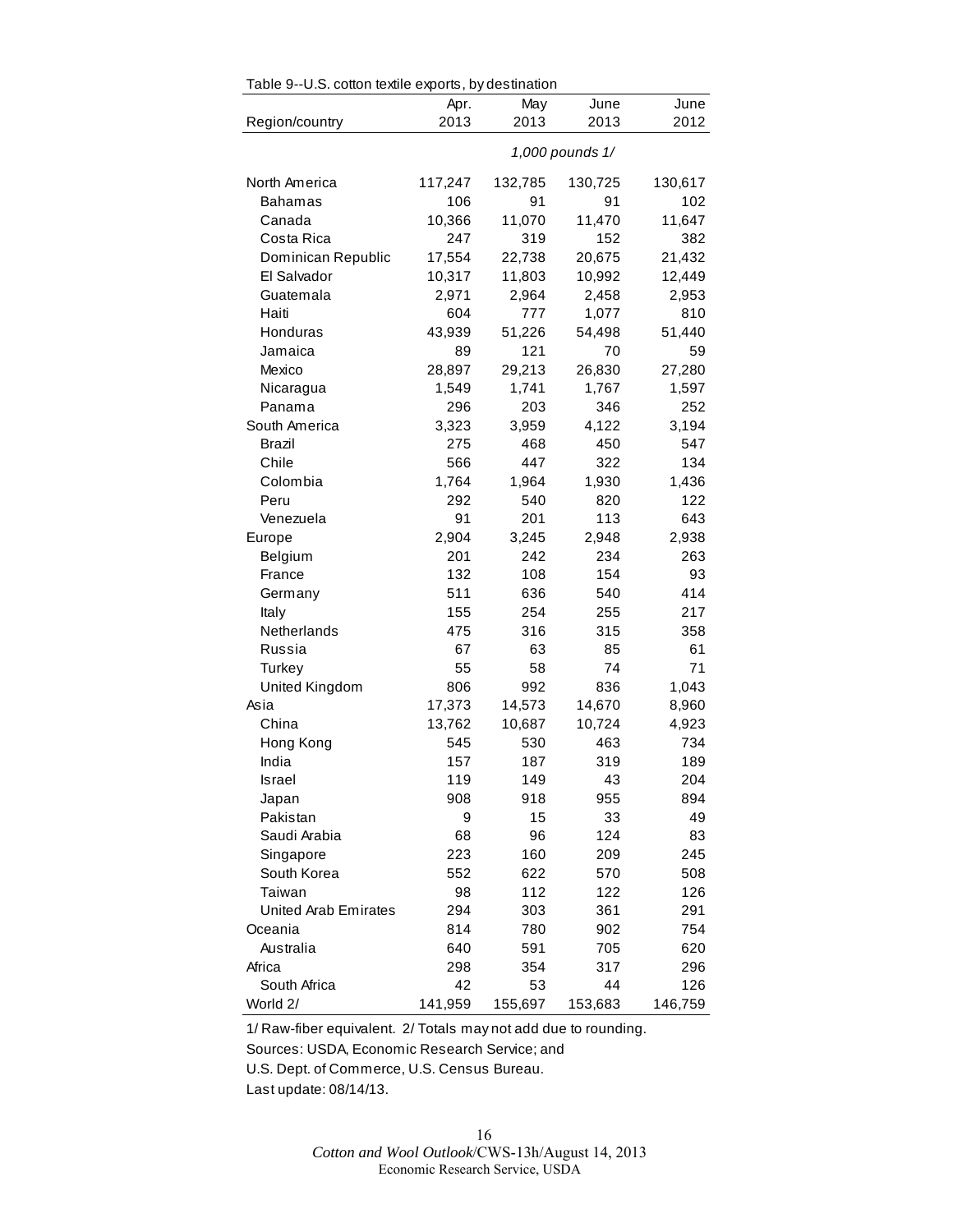Table 9--U.S. cotton textile exports, by destination

| Region/country | Apr. 2013 | May 2013 | June 2013 | June 2012 |
|---|---|---|---|---|
| | | *1,000 pounds 1/* | | |
| North America | 117,247 | 132,785 | 130,725 | 130,617 |
| Bahamas | 106 | 91 | 91 | 102 |
| Canada | 10,366 | 11,070 | 11,470 | 11,647 |
| Costa Rica | 247 | 319 | 152 | 382 |
| Dominican Republic | 17,554 | 22,738 | 20,675 | 21,432 |
| El Salvador | 10,317 | 11,803 | 10,992 | 12,449 |
| Guatemala | 2,971 | 2,964 | 2,458 | 2,953 |
| Haiti | 604 | 777 | 1,077 | 810 |
| Honduras | 43,939 | 51,226 | 54,498 | 51,440 |
| Jamaica | 89 | 121 | 70 | 59 |
| Mexico | 28,897 | 29,213 | 26,830 | 27,280 |
| Nicaragua | 1,549 | 1,741 | 1,767 | 1,597 |
| Panama | 296 | 203 | 346 | 252 |
| South America | 3,323 | 3,959 | 4,122 | 3,194 |
| Brazil | 275 | 468 | 450 | 547 |
| Chile | 566 | 447 | 322 | 134 |
| Colombia | 1,764 | 1,964 | 1,930 | 1,436 |
| Peru | 292 | 540 | 820 | 122 |
| Venezuela | 91 | 201 | 113 | 643 |
| Europe | 2,904 | 3,245 | 2,948 | 2,938 |
| Belgium | 201 | 242 | 234 | 263 |
| France | 132 | 108 | 154 | 93 |
| Germany | 511 | 636 | 540 | 414 |
| Italy | 155 | 254 | 255 | 217 |
| Netherlands | 475 | 316 | 315 | 358 |
| Russia | 67 | 63 | 85 | 61 |
| Turkey | 55 | 58 | 74 | 71 |
| United Kingdom | 806 | 992 | 836 | 1,043 |
| Asia | 17,373 | 14,573 | 14,670 | 8,960 |
| China | 13,762 | 10,687 | 10,724 | 4,923 |
| Hong Kong | 545 | 530 | 463 | 734 |
| India | 157 | 187 | 319 | 189 |
| Israel | 119 | 149 | 43 | 204 |
| Japan | 908 | 918 | 955 | 894 |
| Pakistan | 9 | 15 | 33 | 49 |
| Saudi Arabia | 68 | 96 | 124 | 83 |
| Singapore | 223 | 160 | 209 | 245 |
| South Korea | 552 | 622 | 570 | 508 |
| Taiwan | 98 | 112 | 122 | 126 |
| United Arab Emirates | 294 | 303 | 361 | 291 |
| Oceania | 814 | 780 | 902 | 754 |
| Australia | 640 | 591 | 705 | 620 |
| Africa | 298 | 354 | 317 | 296 |
| South Africa | 42 | 53 | 44 | 126 |
| World 2/ | 141,959 | 155,697 | 153,683 | 146,759 |

1/ Raw-fiber equivalent. 2/ Totals may not add due to rounding.

Sources: USDA, Economic Research Service; and

U.S. Dept. of Commerce, U.S. Census Bureau.

Last update: 08/14/13.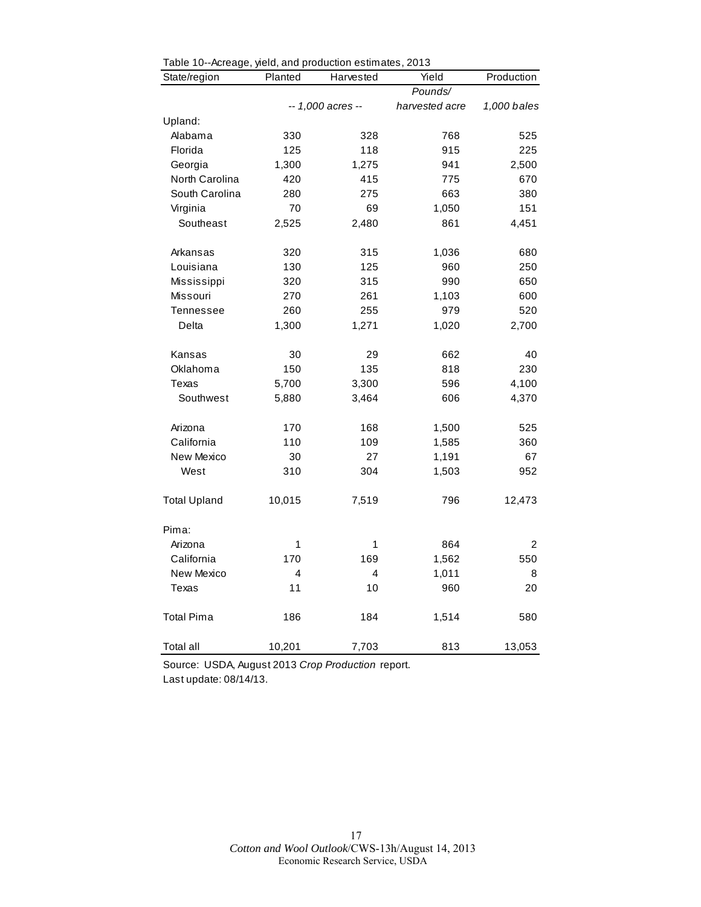Table 10--Acreage, yield, and production estimates, 2013

| State/region | Planted | Harvested | Yield | Production |
|---|---|---|---|---|
| | | | *Pounds/* | |
| | *-- 1,000 acres --* | | *harvested acre* | *1,000 bales* |
| Upland: | | | | |
| Alabama | 330 | 328 | 768 | 525 |
| Florida | 125 | 118 | 915 | 225 |
| Georgia | 1,300 | 1,275 | 941 | 2,500 |
| North Carolina | 420 | 415 | 775 | 670 |
| South Carolina | 280 | 275 | 663 | 380 |
| Virginia | 70 | 69 | 1,050 | 151 |
| Southeast | 2,525 | 2,480 | 861 | 4,451 |
| | | | | |
| Arkansas | 320 | 315 | 1,036 | 680 |
| Louisiana | 130 | 125 | 960 | 250 |
| Mississippi | 320 | 315 | 990 | 650 |
| Missouri | 270 | 261 | 1,103 | 600 |
| Tennessee | 260 | 255 | 979 | 520 |
| Delta | 1,300 | 1,271 | 1,020 | 2,700 |
| | | | | |
| Kansas | 30 | 29 | 662 | 40 |
| Oklahoma | 150 | 135 | 818 | 230 |
| Texas | 5,700 | 3,300 | 596 | 4,100 |
| Southwest | 5,880 | 3,464 | 606 | 4,370 |
| | | | | |
| Arizona | 170 | 168 | 1,500 | 525 |
| California | 110 | 109 | 1,585 | 360 |
| New Mexico | 30 | 27 | 1,191 | 67 |
| West | 310 | 304 | 1,503 | 952 |
| | | | | |
| Total Upland | 10,015 | 7,519 | 796 | 12,473 |
| | | | | |
| Pima: | | | | |
| Arizona | 1 | 1 | 864 | 2 |
| California | 170 | 169 | 1,562 | 550 |
| New Mexico | 4 | 4 | 1,011 | 8 |
| Texas | 11 | 10 | 960 | 20 |
| | | | | |
| Total Pima | 186 | 184 | 1,514 | 580 |
| | | | | |
| Total all | 10,201 | 7,703 | 813 | 13,053 |

Source: USDA, August 2013 *Crop Production* report.

Last update: 08/14/13.